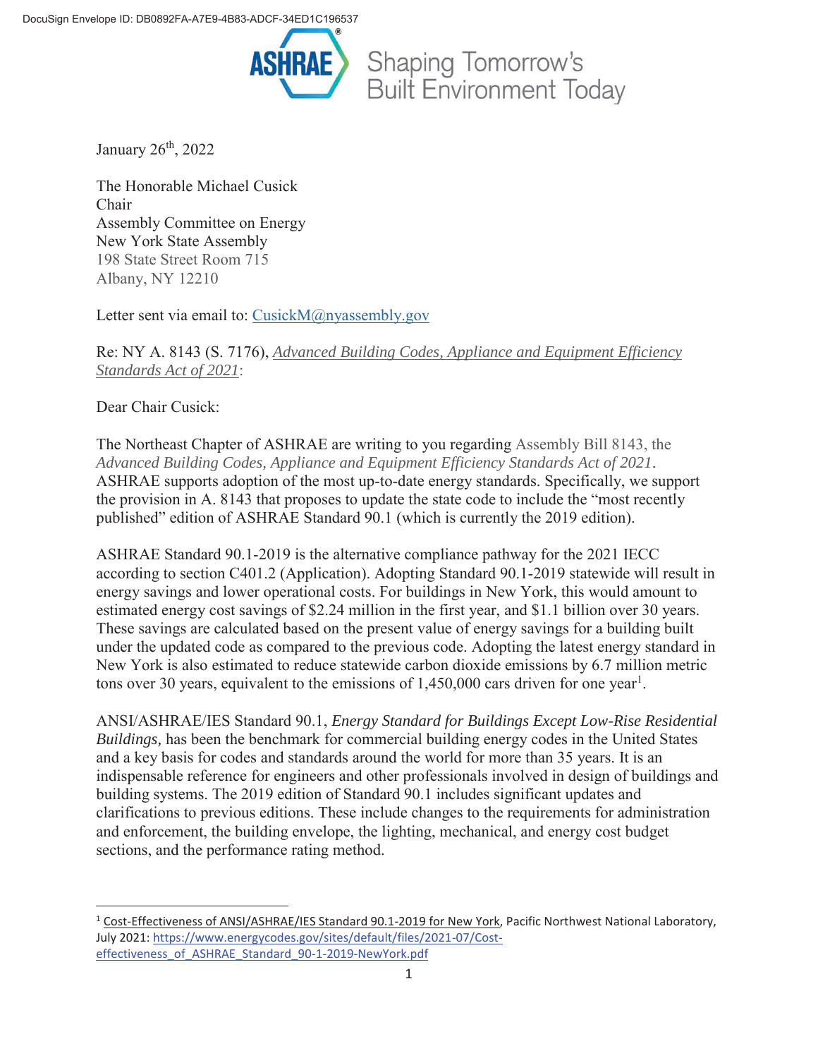DocuSign Envelope ID: DB0892FA-A7E9-4B83-ADCF-34ED1C196537

ASHRAE® Shaping Tomorrow's Built Environment Today

January 26th, 2022

The Honorable Michael Cusick
Chair
Assembly Committee on Energy
New York State Assembly
198 State Street Room 715
Albany, NY 12210

Letter sent via email to: CusickM@nyassembly.gov

Re: NY A. 8143 (S. 7176), *Advanced Building Codes, Appliance and Equipment Efficiency Standards Act of 2021*:

Dear Chair Cusick:

The Northeast Chapter of ASHRAE are writing to you regarding Assembly Bill 8143, the *Advanced Building Codes, Appliance and Equipment Efficiency Standards Act of 2021*. ASHRAE supports adoption of the most up-to-date energy standards. Specifically, we support the provision in A. 8143 that proposes to update the state code to include the "most recently published" edition of ASHRAE Standard 90.1 (which is currently the 2019 edition).

ASHRAE Standard 90.1-2019 is the alternative compliance pathway for the 2021 IECC according to section C401.2 (Application). Adopting Standard 90.1-2019 statewide will result in energy savings and lower operational costs. For buildings in New York, this would amount to estimated energy cost savings of $2.24 million in the first year, and $1.1 billion over 30 years. These savings are calculated based on the present value of energy savings for a building built under the updated code as compared to the previous code. Adopting the latest energy standard in New York is also estimated to reduce statewide carbon dioxide emissions by 6.7 million metric tons over 30 years, equivalent to the emissions of 1,450,000 cars driven for one year[1].

ANSI/ASHRAE/IES Standard 90.1, *Energy Standard for Buildings Except Low-Rise Residential Buildings,* has been the benchmark for commercial building energy codes in the United States and a key basis for codes and standards around the world for more than 35 years. It is an indispensable reference for engineers and other professionals involved in design of buildings and building systems. The 2019 edition of Standard 90.1 includes significant updates and clarifications to previous editions. These include changes to the requirements for administration and enforcement, the building envelope, the lighting, mechanical, and energy cost budget sections, and the performance rating method.

---

[1] Cost-Effectiveness of ANSI/ASHRAE/IES Standard 90.1-2019 for New York, Pacific Northwest National Laboratory, July 2021: https://www.energycodes.gov/sites/default/files/2021-07/Cost-effectiveness_of_ASHRAE_Standard_90-1-2019-NewYork.pdf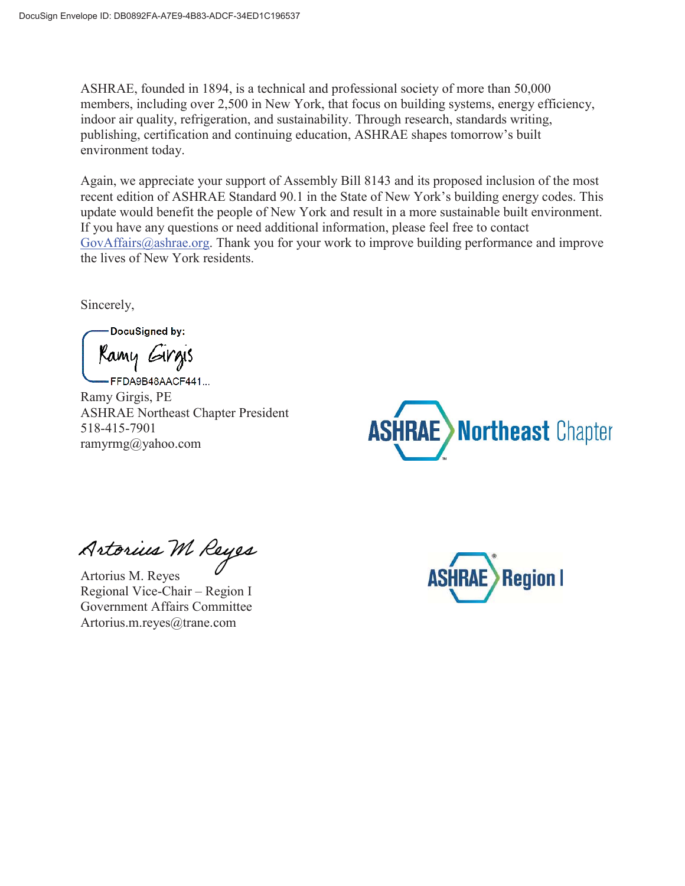ASHRAE, founded in 1894, is a technical and professional society of more than 50,000 members, including over 2,500 in New York, that focus on building systems, energy efficiency, indoor air quality, refrigeration, and sustainability. Through research, standards writing, publishing, certification and continuing education, ASHRAE shapes tomorrow's built environment today.

Again, we appreciate your support of Assembly Bill 8143 and its proposed inclusion of the most recent edition of ASHRAE Standard 90.1 in the State of New York's building energy codes. This update would benefit the people of New York and result in a more sustainable built environment. If you have any questions or need additional information, please feel free to contact GovAffairs@ashrae.org. Thank you for your work to improve building performance and improve the lives of New York residents.

Sincerely,

DocuSigned by:
Ramy Girgis
FFDA9B48AACF441...

Ramy Girgis, PE
ASHRAE Northeast Chapter President
518-415-7901
ramyrmg@yahoo.com

ASHRAE Northeast Chapter

Artorius M Reyes

Artorius M. Reyes
Regional Vice-Chair – Region I
Government Affairs Committee
Artorius.m.reyes@trane.com

ASHRAE Region I